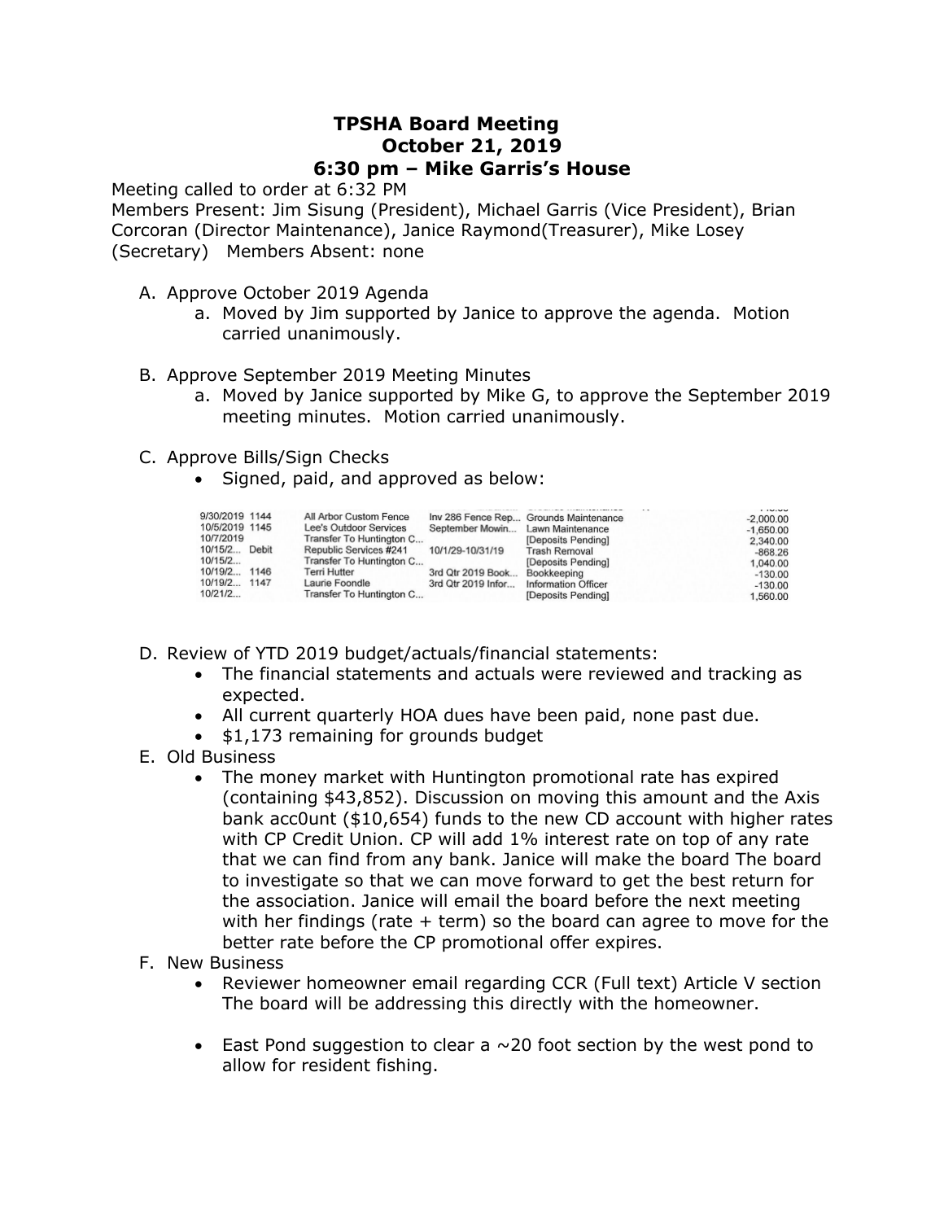# TPSHA Board Meeting
## October 21, 2019
## 6:30 pm – Mike Garris's House

Meeting called to order at 6:32 PM
Members Present: Jim Sisung (President), Michael Garris (Vice President), Brian Corcoran (Director Maintenance), Janice Raymond(Treasurer), Mike Losey (Secretary)   Members Absent: none

A. Approve October 2019 Agenda
   a. Moved by Jim supported by Janice to approve the agenda. Motion carried unanimously.

B. Approve September 2019 Meeting Minutes
   a. Moved by Janice supported by Mike G, to approve the September 2019 meeting minutes. Motion carried unanimously.

C. Approve Bills/Sign Checks
   - Signed, paid, and approved as below:

| Date | Num | Payee | Memo | Account | Amount |
|---|---|---|---|---|---|
| 9/30/2019 | 1144 | All Arbor Custom Fence | Inv 286 Fence Rep... | Grounds Maintenance | -2,000.00 |
| 10/5/2019 | 1145 | Lee's Outdoor Services | September Mowin... | Lawn Maintenance | -1,650.00 |
| 10/7/2019 | | Transfer To Huntington C... | | [Deposits Pending] | 2,340.00 |
| 10/15/2... | Debit | Republic Services #241 | 10/1/29-10/31/19 | Trash Removal | -868.26 |
| 10/15/2... | | Transfer To Huntington C... | | [Deposits Pending] | 1,040.00 |
| 10/19/2... | 1146 | Terri Hutter | 3rd Qtr 2019 Book... | Bookkeeping | -130.00 |
| 10/19/2... | 1147 | Laurie Foondle | 3rd Qtr 2019 Infor... | Information Officer | -130.00 |
| 10/21/2... | | Transfer To Huntington C... | | [Deposits Pending] | 1,560.00 |

D. Review of YTD 2019 budget/actuals/financial statements:
   - The financial statements and actuals were reviewed and tracking as expected.
   - All current quarterly HOA dues have been paid, none past due.
   - $1,173 remaining for grounds budget

E. Old Business
   - The money market with Huntington promotional rate has expired (containing $43,852). Discussion on moving this amount and the Axis bank acc0unt ($10,654) funds to the new CD account with higher rates with CP Credit Union. CP will add 1% interest rate on top of any rate that we can find from any bank. Janice will make the board The board to investigate so that we can move forward to get the best return for the association. Janice will email the board before the next meeting with her findings (rate + term) so the board can agree to move for the better rate before the CP promotional offer expires.

F. New Business
   - Reviewer homeowner email regarding CCR (Full text) Article V section The board will be addressing this directly with the homeowner.
   - East Pond suggestion to clear a ~20 foot section by the west pond to allow for resident fishing.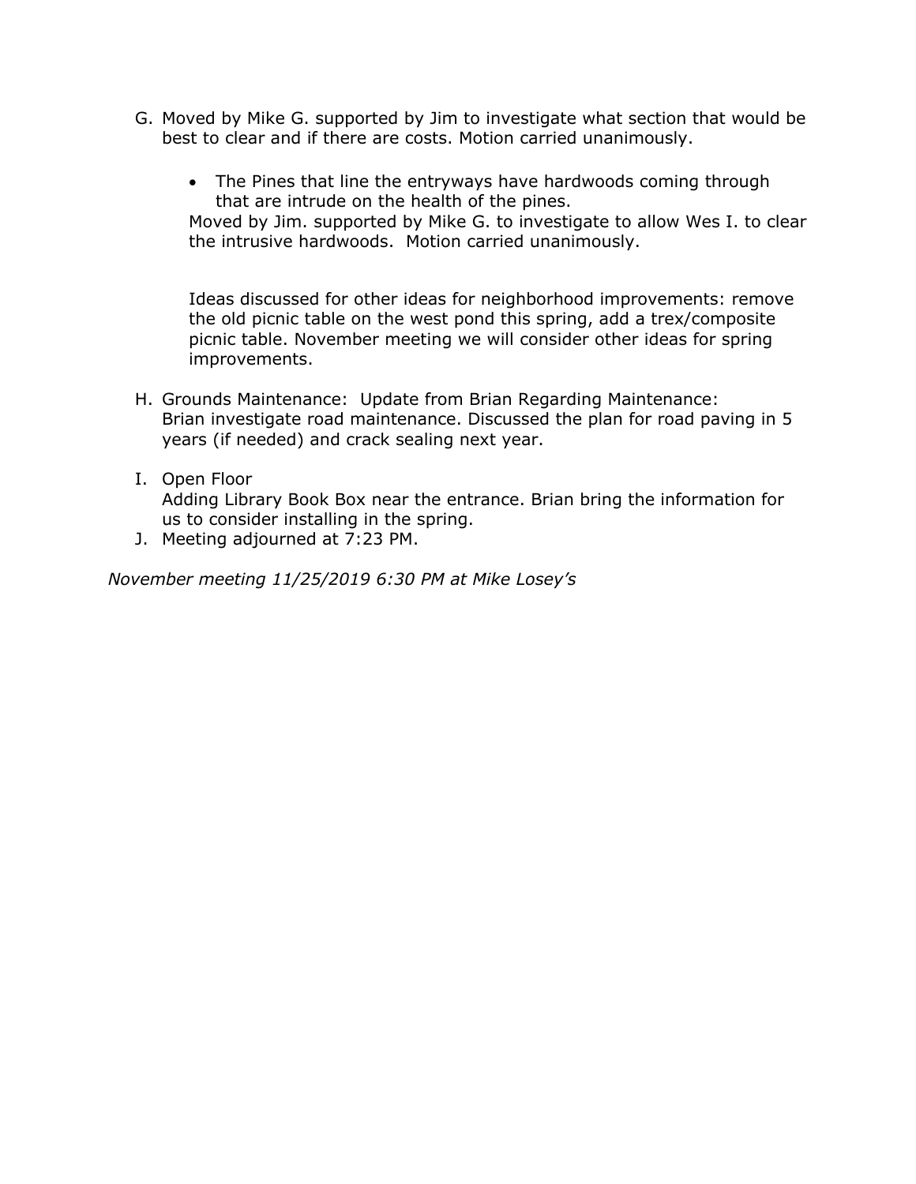G. Moved by Mike G. supported by Jim to investigate what section that would be best to clear and if there are costs. Motion carried unanimously.

   - The Pines that line the entryways have hardwoods coming through that are intrude on the health of the pines.

   Moved by Jim. supported by Mike G. to investigate to allow Wes I. to clear the intrusive hardwoods. Motion carried unanimously.

   Ideas discussed for other ideas for neighborhood improvements: remove the old picnic table on the west pond this spring, add a trex/composite picnic table. November meeting we will consider other ideas for spring improvements.

H. Grounds Maintenance: Update from Brian Regarding Maintenance:
   Brian investigate road maintenance. Discussed the plan for road paving in 5 years (if needed) and crack sealing next year.

I. Open Floor
   Adding Library Book Box near the entrance. Brian bring the information for us to consider installing in the spring.

J. Meeting adjourned at 7:23 PM.

*November meeting 11/25/2019 6:30 PM at Mike Losey's*